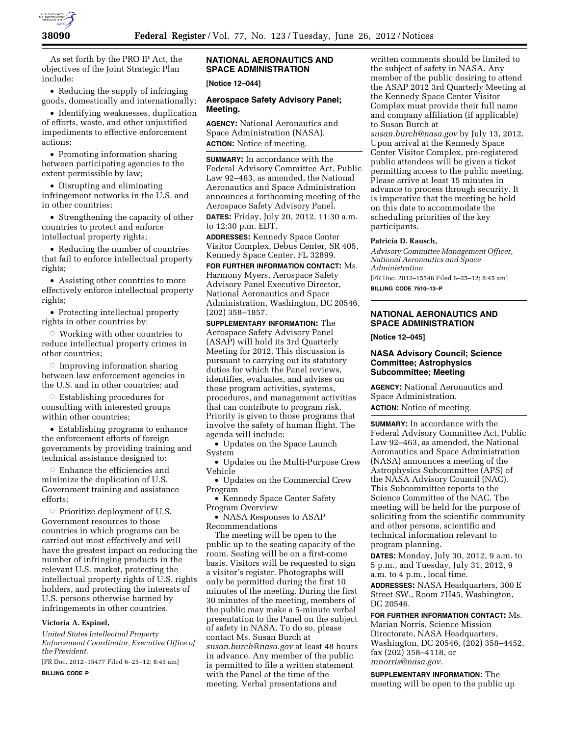As set forth by the PRO IP Act, the objectives of the Joint Strategic Plan include:

- Reducing the supply of infringing goods, domestically and internationally;
- Identifying weaknesses, duplication of efforts, waste, and other unjustified impediments to effective enforcement actions;
- Promoting information sharing between participating agencies to the extent permissible by law;
- Disrupting and eliminating infringement networks in the U.S. and in other countries;
- Strengthening the capacity of other countries to protect and enforce intellectual property rights;
- Reducing the number of countries that fail to enforce intellectual property rights;
- Assisting other countries to more effectively enforce intellectual property rights;
- Protecting intellectual property rights in other countries by:
  - Working with other countries to reduce intellectual property crimes in other countries;
  - Improving information sharing between law enforcement agencies in the U.S. and in other countries; and
  - Establishing procedures for consulting with interested groups within other countries;
- Establishing programs to enhance the enforcement efforts of foreign governments by providing training and technical assistance designed to:
  - Enhance the efficiencies and minimize the duplication of U.S. Government training and assistance efforts;
  - Prioritize deployment of U.S. Government resources to those countries in which programs can be carried out most effectively and will have the greatest impact on reducing the number of infringing products in the relevant U.S. market, protecting the intellectual property rights of U.S. rights holders, and protecting the interests of U.S. persons otherwise harmed by infringements in other countries.

**Victoria A. Espinel,**

*United States Intellectual Property Enforcement Coordinator, Executive Office of the President.*

[FR Doc. 2012–15477 Filed 6–25–12; 8:45 am]

**BILLING CODE P**

## NATIONAL AERONAUTICS AND SPACE ADMINISTRATION

**[Notice 12–044]**

### Aerospace Safety Advisory Panel; Meeting.

**AGENCY:** National Aeronautics and Space Administration (NASA).

**ACTION:** Notice of meeting.

**SUMMARY:** In accordance with the Federal Advisory Committee Act, Public Law 92–463, as amended, the National Aeronautics and Space Administration announces a forthcoming meeting of the Aerospace Safety Advisory Panel.

**DATES:** Friday, July 20, 2012, 11:30 a.m. to 12:30 p.m. EDT.

**ADDRESSES:** Kennedy Space Center Visitor Complex, Debus Center, SR 405, Kennedy Space Center, FL 32899.

**FOR FURTHER INFORMATION CONTACT:** Ms. Harmony Myers, Aerospace Safety Advisory Panel Executive Director, National Aeronautics and Space Administration, Washington, DC 20546, (202) 358–1857.

**SUPPLEMENTARY INFORMATION:** The Aerospace Safety Advisory Panel (ASAP) will hold its 3rd Quarterly Meeting for 2012. This discussion is pursuant to carrying out its statutory duties for which the Panel reviews, identifies, evaluates, and advises on those program activities, systems, procedures, and management activities that can contribute to program risk. Priority is given to those programs that involve the safety of human flight. The agenda will include:

- Updates on the Space Launch System
- Updates on the Multi-Purpose Crew Vehicle
- Updates on the Commercial Crew Program
- Kennedy Space Center Safety Program Overview
- NASA Responses to ASAP Recommendations

The meeting will be open to the public up to the seating capacity of the room. Seating will be on a first-come basis. Visitors will be requested to sign a visitor's register. Photographs will only be permitted during the first 10 minutes of the meeting. During the first 30 minutes of the meeting, members of the public may make a 5-minute verbal presentation to the Panel on the subject of safety in NASA. To do so, please contact Ms. Susan Burch at *susan.burch@nasa.gov* at least 48 hours in advance. Any member of the public is permitted to file a written statement with the Panel at the time of the meeting. Verbal presentations and written comments should be limited to the subject of safety in NASA. Any member of the public desiring to attend the ASAP 2012 3rd Quarterly Meeting at the Kennedy Space Center Visitor Complex must provide their full name and company affiliation (if applicable) to Susan Burch at *susan.burch@nasa.gov* by July 13, 2012. Upon arrival at the Kennedy Space Center Visitor Complex, pre-registered public attendees will be given a ticket permitting access to the public meeting. Please arrive at least 15 minutes in advance to process through security. It is imperative that the meeting be held on this date to accommodate the scheduling priorities of the key participants.

**Patricia D. Rausch,**

*Advisory Committee Management Officer, National Aeronautics and Space Administration.*

[FR Doc. 2012–15546 Filed 6–25–12; 8:45 am]

**BILLING CODE 7510–13–P**

## NATIONAL AERONAUTICS AND SPACE ADMINISTRATION

**[Notice 12–045]**

### NASA Advisory Council; Science Committee; Astrophysics Subcommittee; Meeting

**AGENCY:** National Aeronautics and Space Administration.

**ACTION:** Notice of meeting.

**SUMMARY:** In accordance with the Federal Advisory Committee Act, Public Law 92–463, as amended, the National Aeronautics and Space Administration (NASA) announces a meeting of the Astrophysics Subcommittee (APS) of the NASA Advisory Council (NAC). This Subcommittee reports to the Science Committee of the NAC. The meeting will be held for the purpose of soliciting from the scientific community and other persons, scientific and technical information relevant to program planning.

**DATES:** Monday, July 30, 2012, 9 a.m. to 5 p.m., and Tuesday, July 31, 2012, 9 a.m. to 4 p.m., local time.

**ADDRESSES:** NASA Headquarters, 300 E Street SW., Room 7H45, Washington, DC 20546.

**FOR FURTHER INFORMATION CONTACT:** Ms. Marian Norris, Science Mission Directorate, NASA Headquarters, Washington, DC 20546, (202) 358–4452, fax (202) 358–4118, or *mnorris@nasa.gov.*

**SUPPLEMENTARY INFORMATION:** The meeting will be open to the public up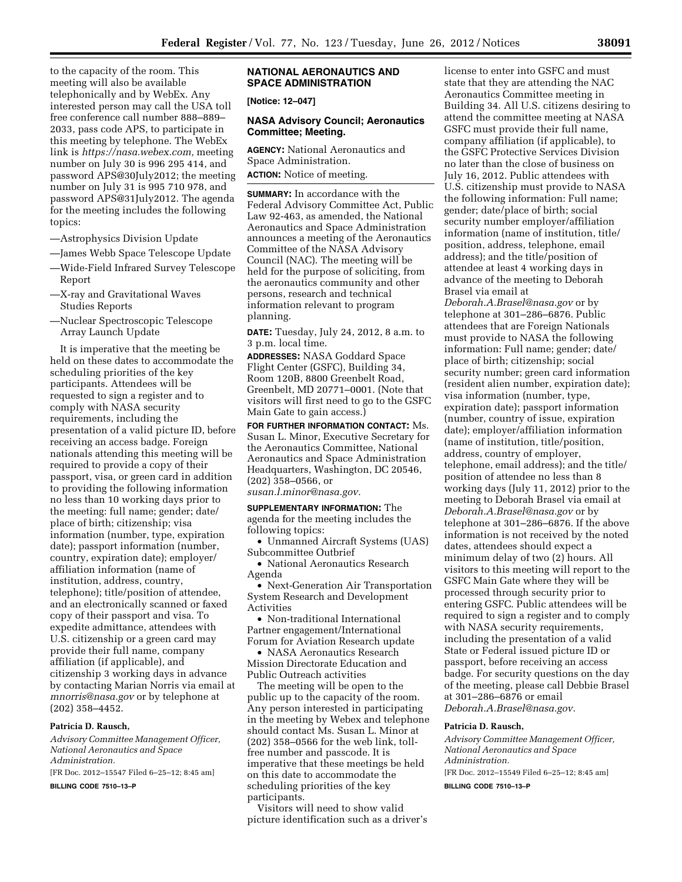to the capacity of the room. This meeting will also be available telephonically and by WebEx. Any interested person may call the USA toll free conference call number 888–889–2033, pass code APS, to participate in this meeting by telephone. The WebEx link is *https://nasa.webex.com,* meeting number on July 30 is 996 295 414, and password APS@30July2012; the meeting number on July 31 is 995 710 978, and password APS@31July2012. The agenda for the meeting includes the following topics:

—Astrophysics Division Update

—James Webb Space Telescope Update

—Wide-Field Infrared Survey Telescope Report

—X-ray and Gravitational Waves Studies Reports

—Nuclear Spectroscopic Telescope Array Launch Update

It is imperative that the meeting be held on these dates to accommodate the scheduling priorities of the key participants. Attendees will be requested to sign a register and to comply with NASA security requirements, including the presentation of a valid picture ID, before receiving an access badge. Foreign nationals attending this meeting will be required to provide a copy of their passport, visa, or green card in addition to providing the following information no less than 10 working days prior to the meeting: full name; gender; date/place of birth; citizenship; visa information (number, type, expiration date); passport information (number, country, expiration date); employer/affiliation information (name of institution, address, country, telephone); title/position of attendee, and an electronically scanned or faxed copy of their passport and visa. To expedite admittance, attendees with U.S. citizenship or a green card may provide their full name, company affiliation (if applicable), and citizenship 3 working days in advance by contacting Marian Norris via email at *mnorris@nasa.gov* or by telephone at (202) 358–4452.

**Patricia D. Rausch,**

*Advisory Committee Management Officer, National Aeronautics and Space Administration.*

[FR Doc. 2012–15547 Filed 6–25–12; 8:45 am]

**BILLING CODE 7510–13–P**

## NATIONAL AERONAUTICS AND SPACE ADMINISTRATION

**[Notice: 12–047]**

### NASA Advisory Council; Aeronautics Committee; Meeting.

**AGENCY:** National Aeronautics and Space Administration.

**ACTION:** Notice of meeting.

**SUMMARY:** In accordance with the Federal Advisory Committee Act, Public Law 92-463, as amended, the National Aeronautics and Space Administration announces a meeting of the Aeronautics Committee of the NASA Advisory Council (NAC). The meeting will be held for the purpose of soliciting, from the aeronautics community and other persons, research and technical information relevant to program planning.

**DATE:** Tuesday, July 24, 2012, 8 a.m. to 3 p.m. local time.

**ADDRESSES:** NASA Goddard Space Flight Center (GSFC), Building 34, Room 120B, 8800 Greenbelt Road, Greenbelt, MD 20771–0001. (Note that visitors will first need to go to the GSFC Main Gate to gain access.)

**FOR FURTHER INFORMATION CONTACT:** Ms. Susan L. Minor, Executive Secretary for the Aeronautics Committee, National Aeronautics and Space Administration Headquarters, Washington, DC 20546, (202) 358–0566, or *susan.l.minor@nasa.gov.*

**SUPPLEMENTARY INFORMATION:** The agenda for the meeting includes the following topics:

- Unmanned Aircraft Systems (UAS) Subcommittee Outbrief
- National Aeronautics Research Agenda
- Next-Generation Air Transportation System Research and Development Activities
- Non-traditional International Partner engagement/International Forum for Aviation Research update
- NASA Aeronautics Research Mission Directorate Education and Public Outreach activities

The meeting will be open to the public up to the capacity of the room. Any person interested in participating in the meeting by Webex and telephone should contact Ms. Susan L. Minor at (202) 358–0566 for the web link, toll-free number and passcode. It is imperative that these meetings be held on this date to accommodate the scheduling priorities of the key participants.

Visitors will need to show valid picture identification such as a driver's license to enter into GSFC and must state that they are attending the NAC Aeronautics Committee meeting in Building 34. All U.S. citizens desiring to attend the committee meeting at NASA GSFC must provide their full name, company affiliation (if applicable), to the GSFC Protective Services Division no later than the close of business on July 16, 2012. Public attendees with U.S. citizenship must provide to NASA the following information: Full name; gender; date/place of birth; social security number employer/affiliation information (name of institution, title/position, address, telephone, email address); and the title/position of attendee at least 4 working days in advance of the meeting to Deborah Brasel via email at *Deborah.A.Brasel@nasa.gov* or by telephone at 301–286–6876. Public attendees that are Foreign Nationals must provide to NASA the following information: Full name; gender; date/place of birth; citizenship; social security number; green card information (resident alien number, expiration date); visa information (number, type, expiration date); passport information (number, country of issue, expiration date); employer/affiliation information (name of institution, title/position, address, country of employer, telephone, email address); and the title/position of attendee no less than 8 working days (July 11, 2012) prior to the meeting to Deborah Brasel via email at *Deborah.A.Brasel@nasa.gov* or by telephone at 301–286–6876. If the above information is not received by the noted dates, attendees should expect a minimum delay of two (2) hours. All visitors to this meeting will report to the GSFC Main Gate where they will be processed through security prior to entering GSFC. Public attendees will be required to sign a register and to comply with NASA security requirements, including the presentation of a valid State or Federal issued picture ID or passport, before receiving an access badge. For security questions on the day of the meeting, please call Debbie Brasel at 301–286–6876 or email *Deborah.A.Brasel@nasa.gov.*

**Patricia D. Rausch,**

*Advisory Committee Management Officer, National Aeronautics and Space Administration.*

[FR Doc. 2012–15549 Filed 6–25–12; 8:45 am]

**BILLING CODE 7510–13–P**